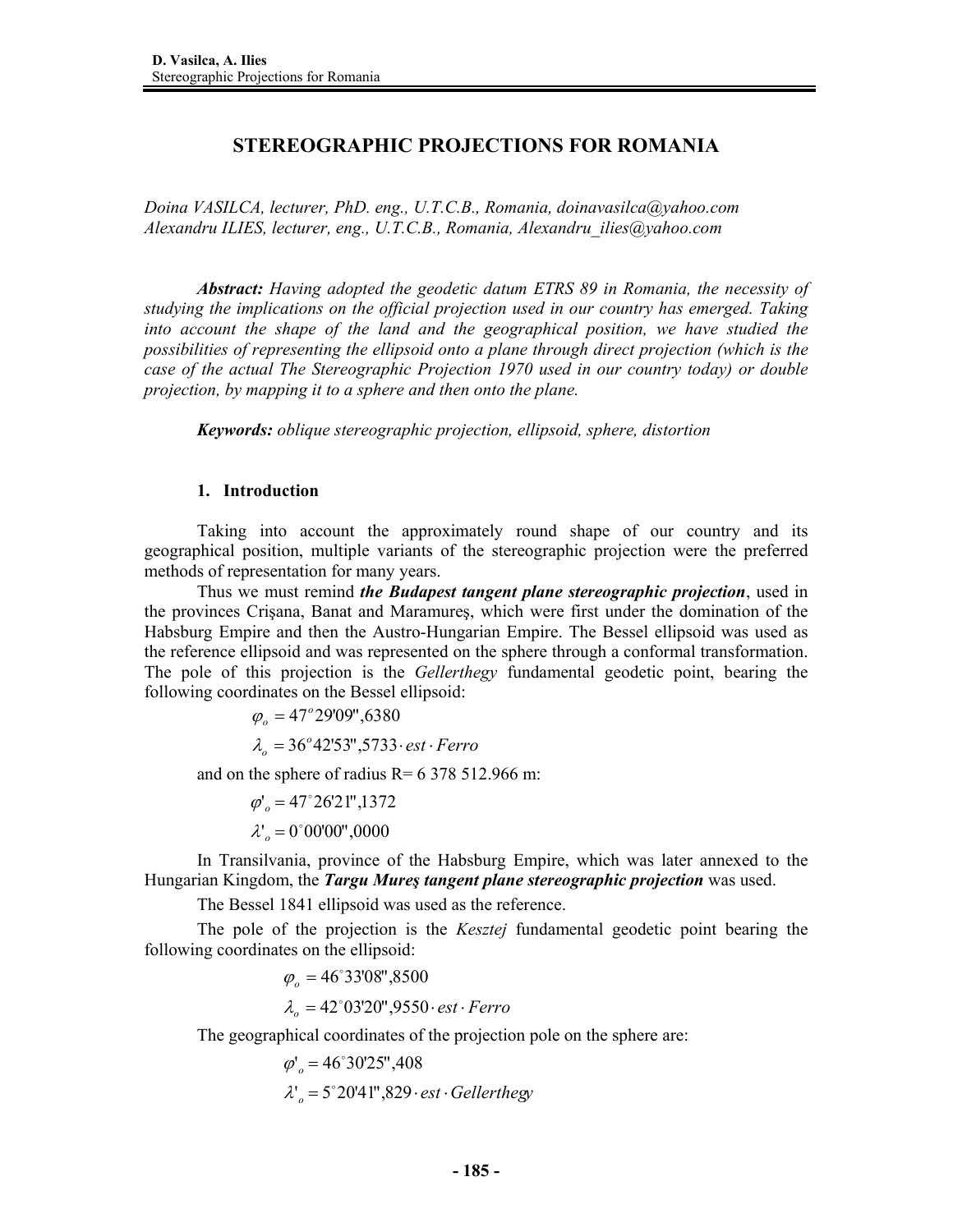# STEREOGRAPHIC PROJECTIONS FOR ROMANIA

*Doina VASILCA, lecturer, PhD. eng., U.T.C.B., Romania, doinavasilca@yahoo.com*
*Alexandru ILIES, lecturer, eng., U.T.C.B., Romania, Alexandru_ilies@yahoo.com*

***Abstract:*** *Having adopted the geodetic datum ETRS 89 in Romania, the necessity of studying the implications on the official projection used in our country has emerged. Taking into account the shape of the land and the geographical position, we have studied the possibilities of representing the ellipsoid onto a plane through direct projection (which is the case of the actual The Stereographic Projection 1970 used in our country today) or double projection, by mapping it to a sphere and then onto the plane.*

***Keywords:*** *oblique stereographic projection, ellipsoid, sphere, distortion*

## 1. Introduction

Taking into account the approximately round shape of our country and its geographical position, multiple variants of the stereographic projection were the preferred methods of representation for many years.

Thus we must remind ***the Budapest tangent plane stereographic projection***, used in the provinces Crişana, Banat and Maramureş, which were first under the domination of the Habsburg Empire and then the Austro-Hungarian Empire. The Bessel ellipsoid was used as the reference ellipsoid and was represented on the sphere through a conformal transformation. The pole of this projection is the *Gellerthegy* fundamental geodetic point, bearing the following coordinates on the Bessel ellipsoid:

$$\varphi_o = 47^o 29'09'',6380$$

$$\lambda_o = 36^o 42'53'',5733 \cdot est \cdot Ferro$$

and on the sphere of radius R= 6 378 512.966 m:

$$\varphi'_o = 47^\circ 26'21'',1372$$

$$\lambda'_o = 0^\circ 00'00'',0000$$

In Transilvania, province of the Habsburg Empire, which was later annexed to the Hungarian Kingdom, the ***Targu Mureş tangent plane stereographic projection*** was used.

The Bessel 1841 ellipsoid was used as the reference.

The pole of the projection is the *Kesztej* fundamental geodetic point bearing the following coordinates on the ellipsoid:

$$\varphi_o = 46^\circ 33'08'',8500$$

$$\lambda_o = 42^\circ 03'20'',9550 \cdot est \cdot Ferro$$

The geographical coordinates of the projection pole on the sphere are:

$$\varphi'_o = 46^\circ 30'25'',408$$

$$\lambda'_o = 5^\circ 20'41'',829 \cdot est \cdot Gellerthegy$$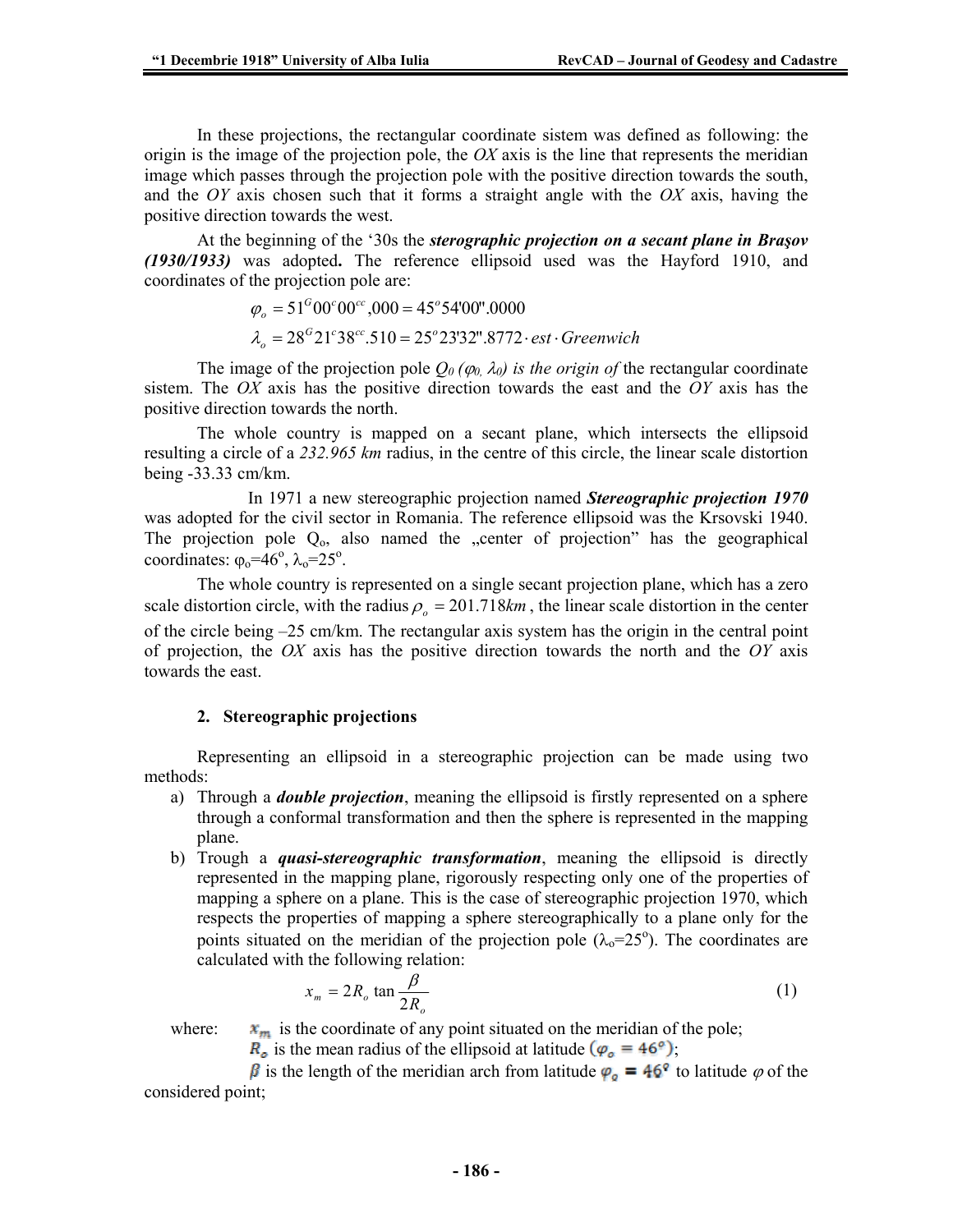In these projections, the rectangular coordinate sistem was defined as following: the origin is the image of the projection pole, the *OX* axis is the line that represents the meridian image which passes through the projection pole with the positive direction towards the south, and the *OY* axis chosen such that it forms a straight angle with the *OX* axis, having the positive direction towards the west.

At the beginning of the '30s the ***sterographic projection on a secant plane in Braşov (1930/1933)*** was adopted**.** The reference ellipsoid used was the Hayford 1910, and coordinates of the projection pole are:

$$\varphi_o = 51^G 00^c 00^{cc},000 = 45^o 54'00''.0000$$

$$\lambda_o = 28^G 21^c 38^{cc}.510 = 25^o 23'32''.8772 \cdot est \cdot Greenwich$$

The image of the projection pole *$Q_0$ ($\varphi_0$, $\lambda_0$) is the origin of* the rectangular coordinate sistem. The *OX* axis has the positive direction towards the east and the *OY* axis has the positive direction towards the north.

The whole country is mapped on a secant plane, which intersects the ellipsoid resulting a circle of a *232.965 km* radius, in the centre of this circle, the linear scale distortion being -33.33 cm/km.

In 1971 a new stereographic projection named ***Stereographic projection 1970*** was adopted for the civil sector in Romania. The reference ellipsoid was the Krsovski 1940. The projection pole $Q_o$, also named the „center of projection" has the geographical coordinates: $\varphi_o=46^o$, $\lambda_o=25^o$.

The whole country is represented on a single secant projection plane, which has a zero scale distortion circle, with the radius $\rho_o = 201.718 km$, the linear scale distortion in the center of the circle being –25 cm/km. The rectangular axis system has the origin in the central point of projection, the *OX* axis has the positive direction towards the north and the *OY* axis towards the east.

## 2. Stereographic projections

Representing an ellipsoid in a stereographic projection can be made using two methods:

a) Through a ***double projection***, meaning the ellipsoid is firstly represented on a sphere through a conformal transformation and then the sphere is represented in the mapping plane.

b) Trough a ***quasi-stereographic transformation***, meaning the ellipsoid is directly represented in the mapping plane, rigorously respecting only one of the properties of mapping a sphere on a plane. This is the case of stereographic projection 1970, which respects the properties of mapping a sphere stereographically to a plane only for the points situated on the meridian of the projection pole ($\lambda_o=25^o$). The coordinates are calculated with the following relation:

$$x_m = 2R_o \tan \frac{\beta}{2R_o} \tag{1}$$

where: $x_m$ is the coordinate of any point situated on the meridian of the pole;

$R_o$ is the mean radius of the ellipsoid at latitude $(\varphi_o = 46^o)$;

$\beta$ is the length of the meridian arch from latitude $\varphi_o = 46^o$ to latitude $\varphi$ of the considered point;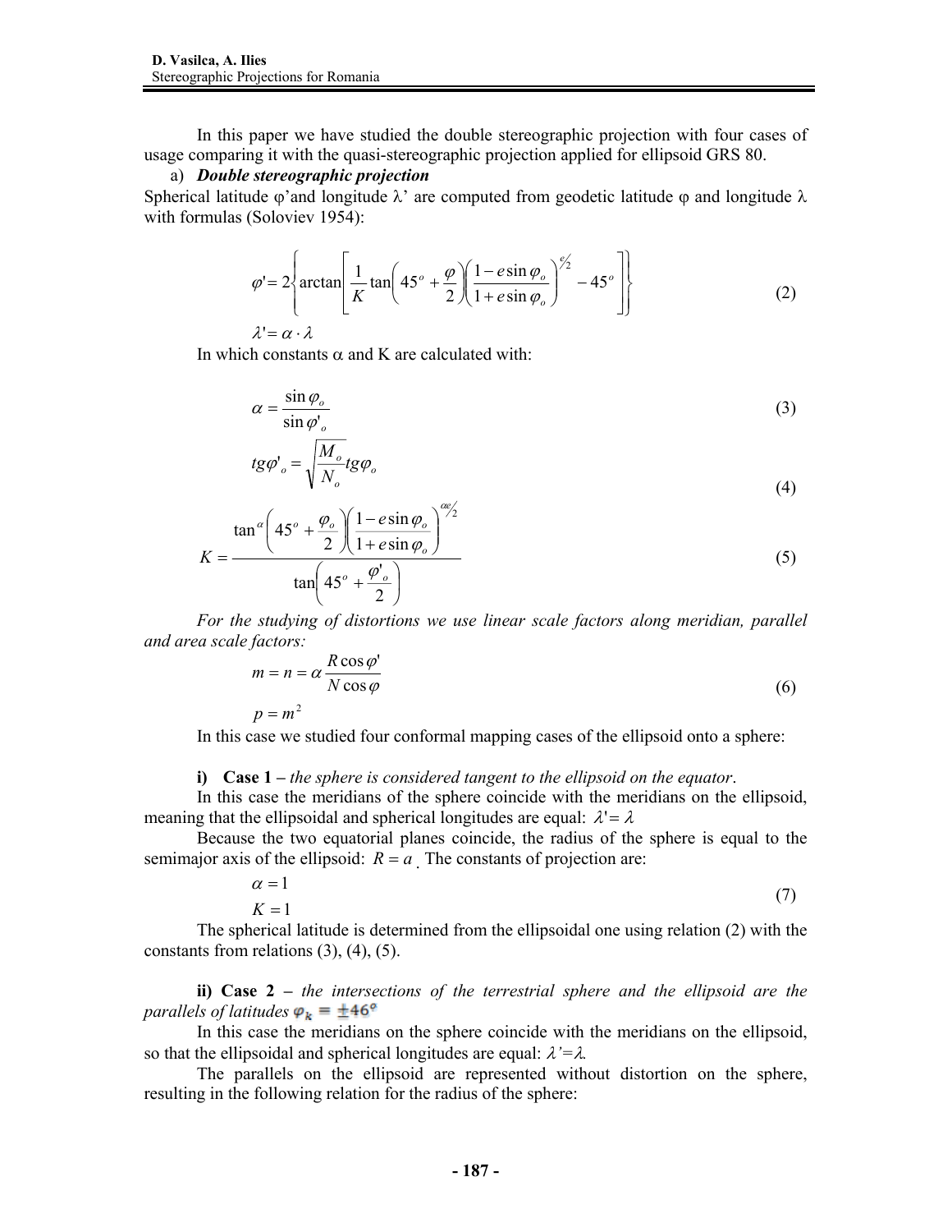In this paper we have studied the double stereographic projection with four cases of usage comparing it with the quasi-stereographic projection applied for ellipsoid GRS 80.

a) ***Double stereographic projection***

Spherical latitude φ'and longitude λ' are computed from geodetic latitude φ and longitude λ with formulas (Soloviev 1954):

$$\varphi' = 2\left\{\arctan\left[\frac{1}{K}\tan\left(45^o + \frac{\varphi}{2}\right)\left(\frac{1-e\sin\varphi_o}{1+e\sin\varphi_o}\right)^{e/2} - 45^o\right]\right\} \tag{2}$$

$$\lambda' = \alpha \cdot \lambda$$

In which constants α and K are calculated with:

$$\alpha = \frac{\sin\varphi_o}{\sin\varphi'_o} \tag{3}$$

$$tg\varphi'_o = \sqrt{\frac{M_o}{N_o}}tg\varphi_o \tag{4}$$

$$K = \frac{\tan^{\alpha}\left(45^o + \frac{\varphi_o}{2}\right)\left(\frac{1-e\sin\varphi_o}{1+e\sin\varphi_o}\right)^{\alpha e/2}}{\tan\left(45^o + \frac{\varphi'_o}{2}\right)} \tag{5}$$

*For the studying of distortions we use linear scale factors along meridian, parallel and area scale factors:*

$$m = n = \alpha\frac{R\cos\varphi'}{N\cos\varphi} \tag{6}$$

$$p = m^2$$

In this case we studied four conformal mapping cases of the ellipsoid onto a sphere:

**i) Case 1 –** *the sphere is considered tangent to the ellipsoid on the equator*.

In this case the meridians of the sphere coincide with the meridians on the ellipsoid, meaning that the ellipsoidal and spherical longitudes are equal: $\lambda' = \lambda$

Because the two equatorial planes coincide, the radius of the sphere is equal to the semimajor axis of the ellipsoid: $R = a$. The constants of projection are:

$$\alpha = 1$$
$$K = 1 \tag{7}$$

The spherical latitude is determined from the ellipsoidal one using relation (2) with the constants from relations (3), (4), (5).

**ii) Case 2 –** *the intersections of the terrestrial sphere and the ellipsoid are the parallels of latitudes* $\varphi_k = \pm 46^o$

In this case the meridians on the sphere coincide with the meridians on the ellipsoid, so that the ellipsoidal and spherical longitudes are equal: $\lambda' = \lambda$.

The parallels on the ellipsoid are represented without distortion on the sphere, resulting in the following relation for the radius of the sphere: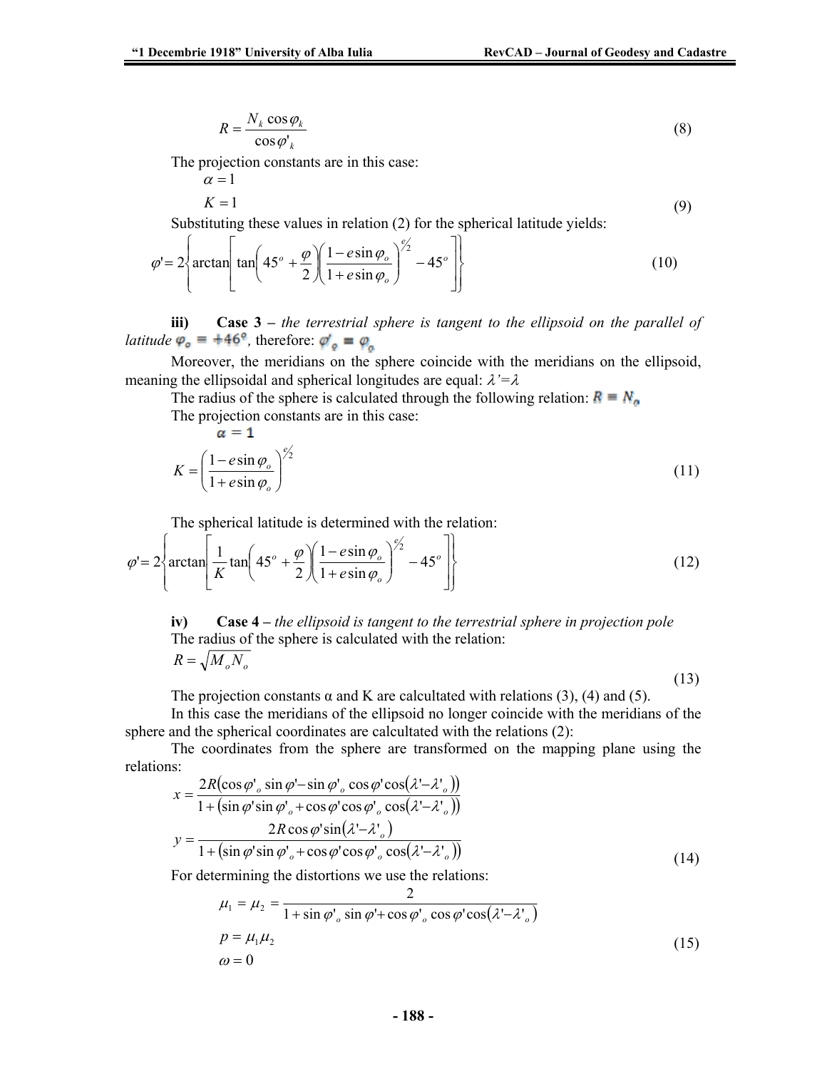$$R = \frac{N_k \cos\varphi_k}{\cos\varphi'_k} \tag{8}$$

The projection constants are in this case:

$$\alpha = 1$$
$$K = 1 \tag{9}$$

Substituting these values in relation (2) for the spherical latitude yields:

$$\varphi' = 2\left\{\arctan\left[\tan\left(45^o + \frac{\varphi}{2}\right)\left(\frac{1 - e\sin\varphi_o}{1 + e\sin\varphi_o}\right)^{e/2} - 45^o\right]\right\} \tag{10}$$

**iii)** **Case 3 –** *the terrestrial sphere is tangent to the ellipsoid on the parallel of latitude* $\varphi_o = +46^o$, therefore: $\varphi'_o = \varphi_o$

Moreover, the meridians on the sphere coincide with the meridians on the ellipsoid, meaning the ellipsoidal and spherical longitudes are equal: $\lambda' = \lambda$

The radius of the sphere is calculated through the following relation: $R = N_o$

The projection constants are in this case:

$$\alpha = 1$$
$$K = \left(\frac{1 - e\sin\varphi_o}{1 + e\sin\varphi_o}\right)^{e/2} \tag{11}$$

The spherical latitude is determined with the relation:

$$\varphi' = 2\left\{\arctan\left[\frac{1}{K}\tan\left(45^o + \frac{\varphi}{2}\right)\left(\frac{1 - e\sin\varphi_o}{1 + e\sin\varphi_o}\right)^{e/2} - 45^o\right]\right\} \tag{12}$$

**iv)** **Case 4 –** *the ellipsoid is tangent to the terrestrial sphere in projection pole*

The radius of the sphere is calculated with the relation:

$$R = \sqrt{M_o N_o} \tag{13}$$

The projection constants α and K are calcultated with relations (3), (4) and (5).

In this case the meridians of the ellipsoid no longer coincide with the meridians of the sphere and the spherical coordinates are calcultated with the relations (2):

The coordinates from the sphere are transformed on the mapping plane using the relations:

$$x = \frac{2R(\cos\varphi'_o \sin\varphi' - \sin\varphi'_o \cos\varphi' \cos(\lambda' - \lambda'_o))}{1 + (\sin\varphi' \sin\varphi'_o + \cos\varphi' \cos\varphi'_o \cos(\lambda' - \lambda'_o))}$$
$$y = \frac{2R\cos\varphi' \sin(\lambda' - \lambda'_o)}{1 + (\sin\varphi' \sin\varphi'_o + \cos\varphi' \cos\varphi'_o \cos(\lambda' - \lambda'_o))} \tag{14}$$

For determining the distortions we use the relations:

$$\mu_1 = \mu_2 = \frac{2}{1 + \sin\varphi'_o \sin\varphi' + \cos\varphi'_o \cos\varphi' \cos(\lambda' - \lambda'_o)}$$
$$p = \mu_1 \mu_2 \tag{15}$$
$$\omega = 0$$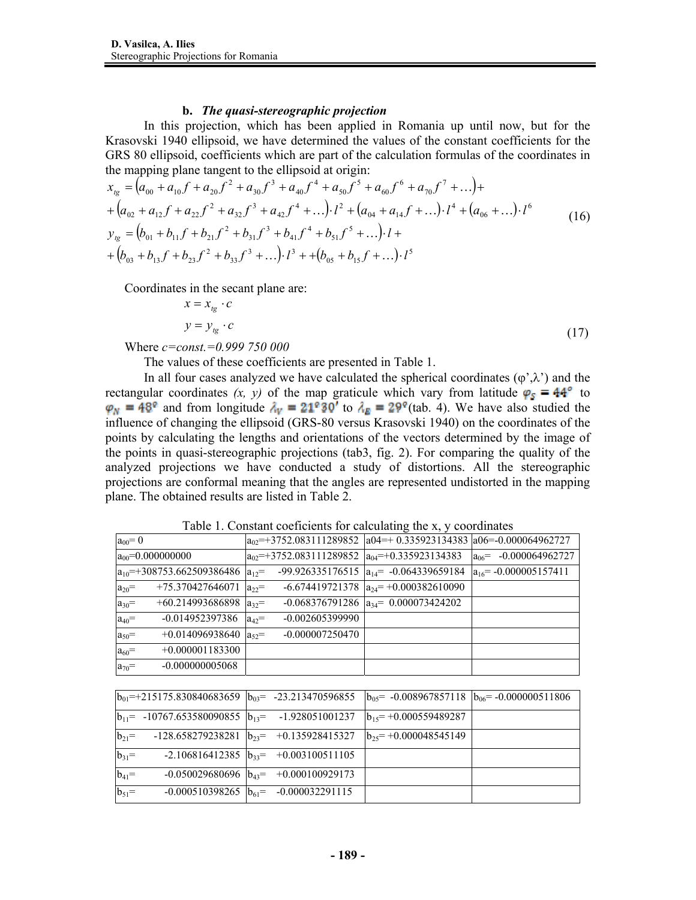**b.** ***The quasi-stereographic projection***

In this projection, which has been applied in Romania up until now, but for the Krasovski 1940 ellipsoid, we have determined the values of the constant coefficients for the GRS 80 ellipsoid, coefficients which are part of the calculation formulas of the coordinates in the mapping plane tangent to the ellipsoid at origin:

$$
\begin{aligned}
x_{tg} &= \left(a_{00} + a_{10} f + a_{20} f^2 + a_{30} f^3 + a_{40} f^4 + a_{50} f^5 + a_{60} f^6 + a_{70} f^7 + \ldots\right) + \\
&+ \left(a_{02} + a_{12} f + a_{22} f^2 + a_{32} f^3 + a_{42} f^4 + \ldots\right)\cdot l^2 + \left(a_{04} + a_{14} f + \ldots\right)\cdot l^4 + \left(a_{06} + \ldots\right)\cdot l^6 \\
y_{tg} &= \left(b_{01} + b_{11} f + b_{21} f^2 + b_{31} f^3 + b_{41} f^4 + b_{51} f^5 + \ldots\right)\cdot l + \\
&+ \left(b_{03} + b_{13} f + b_{23} f^2 + b_{33} f^3 + \ldots\right)\cdot l^3 + + \left(b_{05} + b_{15} f + \ldots\right)\cdot l^5
\end{aligned}
\tag{16}
$$

Coordinates in the secant plane are:

$$
\begin{aligned}
x &= x_{tg} \cdot c \\
y &= y_{tg} \cdot c
\end{aligned}
\tag{17}
$$

Where *c=const.=0.999 750 000*

The values of these coefficients are presented in Table 1.

In all four cases analyzed we have calculated the spherical coordinates (φ',λ') and the rectangular coordinates *(x, y)* of the map graticule which vary from latitude $\varphi_S = 44°$ to $\varphi_N = 48°$ and from longitude $\lambda_V = 21°30'$ to $\lambda_E = 29°$(tab. 4). We have also studied the influence of changing the ellipsoid (GRS-80 versus Krasovski 1940) on the coordinates of the points by calculating the lengths and orientations of the vectors determined by the image of the points in quasi-stereographic projections (tab3, fig. 2). For comparing the quality of the analyzed projections we have conducted a study of distortions. All the stereographic projections are conformal meaning that the angles are represented undistorted in the mapping plane. The obtained results are listed in Table 2.

Table 1. Constant coeficients for calculating the x, y coordinates

| | | | |
|---|---|---|---|
| $a_{00}$= 0 | $a_{02}$=+3752.083111289852 | a04=+ 0.335923134383 | a06=-0.000064962727 |
| $a_{00}$=0.000000000 | $a_{02}$=+3752.083111289852 | $a_{04}$=+0.335923134383 | $a_{06}$= -0.000064962727 |
| $a_{10}$=+308753.662509386486 | $a_{12}$= -99.926335176515 | $a_{14}$= -0.064339659184 | $a_{16}$= -0.000005157411 |
| $a_{20}$= +75.370427646071 | $a_{22}$= -6.674419721378 | $a_{24}$= +0.000382610090 | |
| $a_{30}$= +60.214993686898 | $a_{32}$= -0.068376791286 | $a_{34}$= 0.000073424202 | |
| $a_{40}$= -0.014952397386 | $a_{42}$= -0.002605399990 | | |
| $a_{50}$= +0.014096938640 | $a_{52}$= -0.000007250470 | | |
| $a_{60}$= +0.000001183300 | | | |
| $a_{70}$= -0.000000005068 | | | |

| | | | |
|---|---|---|---|
| $b_{01}$=+215175.830840683659 | $b_{03}$= -23.213470596855 | $b_{05}$= -0.008967857118 | $b_{06}$= -0.000000511806 |
| $b_{11}$= -10767.653580090855 | $b_{13}$= -1.928051001237 | $b_{15}$= +0.000559489287 | |
| $b_{21}$= -128.658279238281 | $b_{23}$= +0.135928415327 | $b_{25}$= +0.000048545149 | |
| $b_{31}$= -2.106816412385 | $b_{33}$= +0.003100511105 | | |
| $b_{41}$= -0.050029680696 | $b_{43}$= +0.000100929173 | | |
| $b_{51}$= -0.000510398265 | $b_{61}$= -0.000032291115 | | |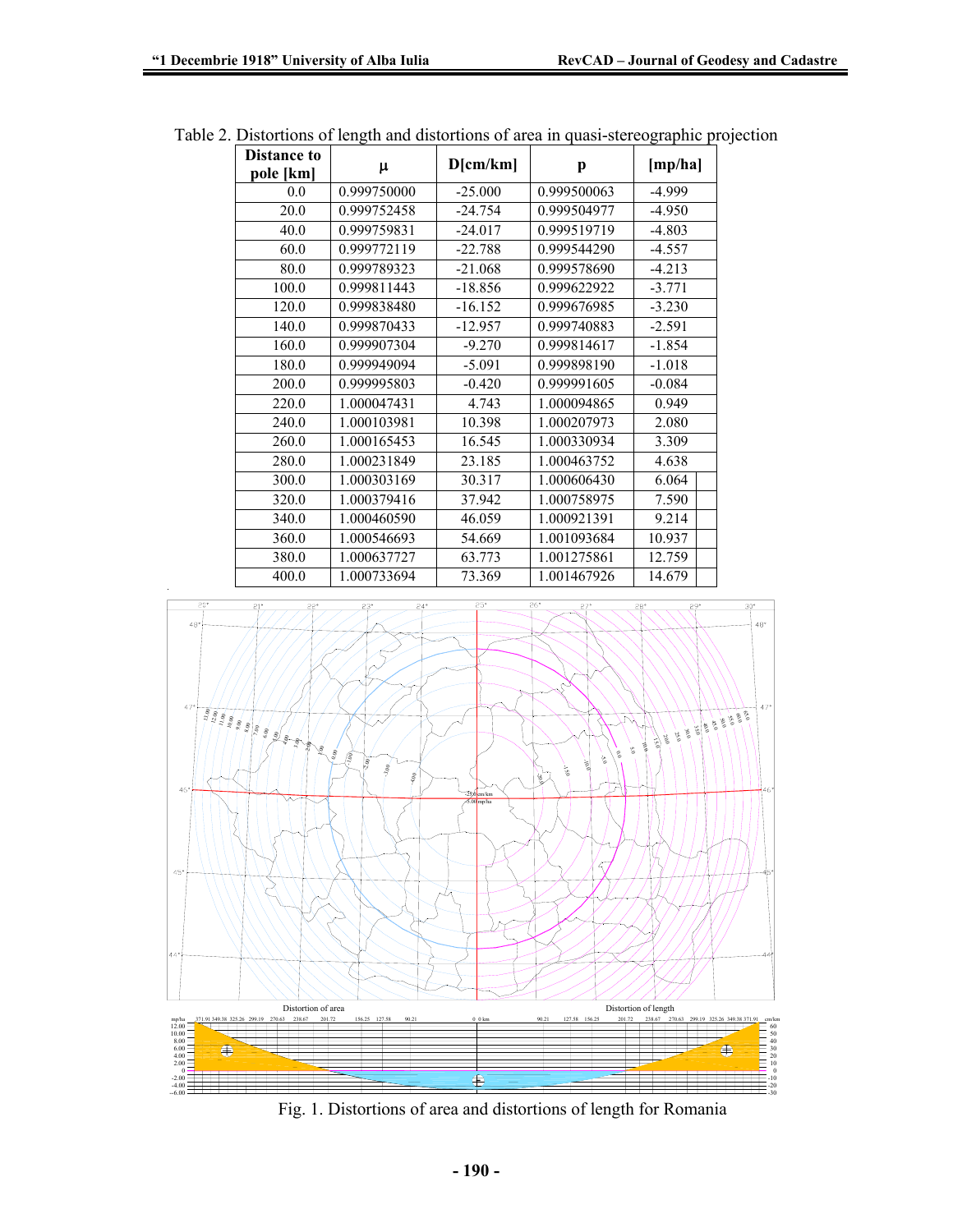Table 2. Distortions of length and distortions of area in quasi-stereographic projection

| Distance to pole [km] | μ | D[cm/km] | p | [mp/ha] |
|---|---|---|---|---|
| 0.0 | 0.999750000 | -25.000 | 0.999500063 | -4.999 |
| 20.0 | 0.999752458 | -24.754 | 0.999504977 | -4.950 |
| 40.0 | 0.999759831 | -24.017 | 0.999519719 | -4.803 |
| 60.0 | 0.999772119 | -22.788 | 0.999544290 | -4.557 |
| 80.0 | 0.999789323 | -21.068 | 0.999578690 | -4.213 |
| 100.0 | 0.999811443 | -18.856 | 0.999622922 | -3.771 |
| 120.0 | 0.999838480 | -16.152 | 0.999676985 | -3.230 |
| 140.0 | 0.999870433 | -12.957 | 0.999740883 | -2.591 |
| 160.0 | 0.999907304 | -9.270 | 0.999814617 | -1.854 |
| 180.0 | 0.999949094 | -5.091 | 0.999898190 | -1.018 |
| 200.0 | 0.999995803 | -0.420 | 0.999991605 | -0.084 |
| 220.0 | 1.000047431 | 4.743 | 1.000094865 | 0.949 |
| 240.0 | 1.000103981 | 10.398 | 1.000207973 | 2.080 |
| 260.0 | 1.000165453 | 16.545 | 1.000330934 | 3.309 |
| 280.0 | 1.000231849 | 23.185 | 1.000463752 | 4.638 |
| 300.0 | 1.000303169 | 30.317 | 1.000606430 | 6.064 |
| 320.0 | 1.000379416 | 37.942 | 1.000758975 | 7.590 |
| 340.0 | 1.000460590 | 46.059 | 1.000921391 | 9.214 |
| 360.0 | 1.000546693 | 54.669 | 1.001093684 | 10.937 |
| 380.0 | 1.000637727 | 63.773 | 1.001275861 | 12.759 |
| 400.0 | 1.000733694 | 73.369 | 1.001467926 | 14.679 |

Fig. 1. Distortions of area and distortions of length for Romania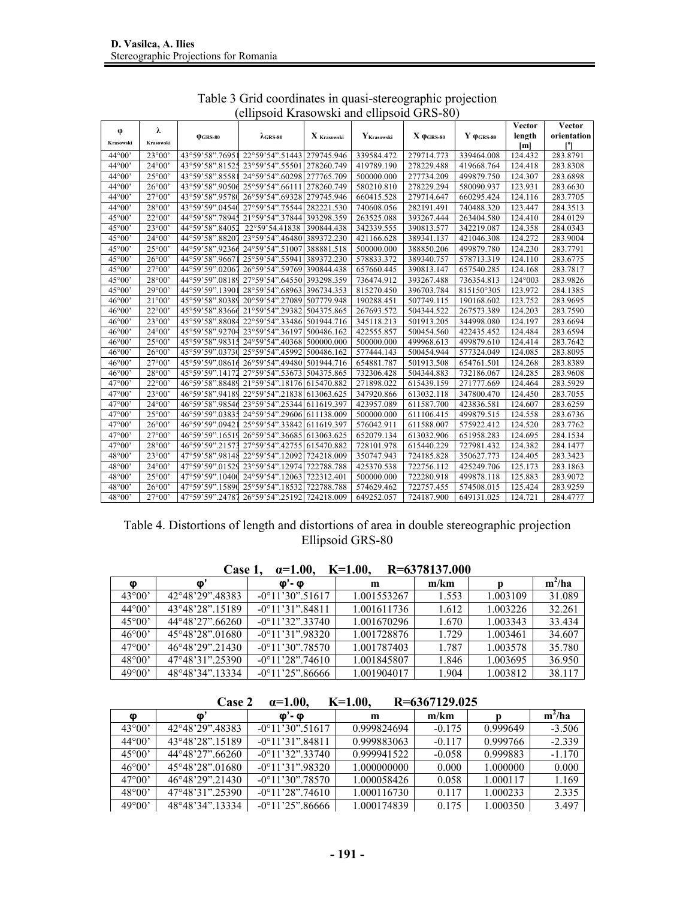Table 3 Grid coordinates in quasi-stereographic projection (ellipsoid Krasowski and ellipsoid GRS-80)

| φ Krasowski | λ Krasowski | $\varphi_{GRS-80}$ | $\lambda_{GRS-80}$ | $X_{Krasowski}$ | $Y_{Krasowski}$ | $X\ \varphi_{GRS-80}$ | $Y\ \varphi_{GRS-80}$ | Vector length [m] | Vector orientation [°] |
|---|---|---|---|---|---|---|---|---|---|
| 44°00' | 23°00' | 43°59'58".76951 | 22°59'54".51443 | 279745.946 | 339584.472 | 279714.773 | 339464.008 | 124.432 | 283.8791 |
| 44°00' | 24°00' | 43°59'58".81525 | 23°59'54".55501 | 278260.749 | 419789.190 | 278229.488 | 419668.764 | 124.418 | 283.8308 |
| 44°00' | 25°00' | 43°59'58".85581 | 24°59'54".60298 | 277765.709 | 500000.000 | 277734.209 | 499879.750 | 124.307 | 283.6898 |
| 44°00' | 26°00' | 43°59'58".90506 | 25°59'54".66111 | 278260.749 | 580210.810 | 278229.294 | 580090.937 | 123.931 | 283.6630 |
| 44°00' | 27°00' | 43°59'58".95780 | 26°59'54".69328 | 279745.946 | 660415.528 | 279714.647 | 660295.424 | 124.116 | 283.7705 |
| 44°00' | 28°00' | 43°59'59".04540 | 27°59'54".75544 | 282221.530 | 740608.056 | 282191.491 | 740488.320 | 123.447 | 284.3513 |
| 45°00' | 22°00' | 44°59'58".78945 | 21°59'54".37844 | 393298.359 | 263525.088 | 393267.444 | 263404.580 | 124.410 | 284.0129 |
| 45°00' | 23°00' | 44°59'58".84052 | 22°59'54.41838 | 390844.438 | 342339.555 | 390813.577 | 342219.087 | 124.358 | 284.0343 |
| 45°00' | 24°00' | 44°59'58".88207 | 23°59'54".46480 | 389372.230 | 421166.628 | 389341.137 | 421046.308 | 124.272 | 283.9004 |
| 45°00' | 25°00' | 44°59'58".92366 | 24°59'54".51007 | 388881.518 | 500000.000 | 388850.206 | 499879.780 | 124.230 | 283.7791 |
| 45°00' | 26°00' | 44°59'58".96671 | 25°59'54".55941 | 389372.230 | 578833.372 | 389340.757 | 578713.319 | 124.110 | 283.6775 |
| 45°00' | 27°00' | 44°59'59".02067 | 26°59'54".59769 | 390844.438 | 657660.445 | 390813.147 | 657540.285 | 124.168 | 283.7817 |
| 45°00' | 28°00' | 44°59'59".08189 | 27°59'54".64550 | 393298.359 | 736474.912 | 393267.488 | 736354.813 | 124°003 | 283.9826 |
| 45°00' | 29°00' | 44°59'59".13901 | 28°59'54".68963 | 396734.353 | 815270.450 | 396703.784 | 815150°305 | 123.972 | 284.1385 |
| 46°00' | 21°00' | 45°59'58".80389 | 20°59'54".27089 | 507779.948 | 190288.451 | 507749.115 | 190168.602 | 123.752 | 283.9695 |
| 46°00' | 22°00' | 45°59'58".83666 | 21°59'54".29382 | 504375.865 | 267693.572 | 504344.522 | 267573.389 | 124.203 | 283.7590 |
| 46°00' | 23°00' | 45°59'58".88084 | 22°59'54".33486 | 501944.716 | 345118.213 | 501913.205 | 344998.080 | 124.197 | 283.6694 |
| 46°00' | 24°00' | 45°59'58".92704 | 23°59'54".36197 | 500486.162 | 422555.857 | 500454.560 | 422435.452 | 124.484 | 283.6594 |
| 46°00' | 25°00' | 45°59'58".98315 | 24°59'54".40368 | 500000.000 | 500000.000 | 499968.613 | 499879.610 | 124.414 | 283.7642 |
| 46°00' | 26°00' | 45°59'59".03730 | 25°59'54".45992 | 500486.162 | 577444.143 | 500454.944 | 577324.049 | 124.085 | 283.8095 |
| 46°00' | 27°00' | 45°59'59".08616 | 26°59'54".49480 | 501944.716 | 654881.787 | 501913.508 | 654761.501 | 124.268 | 283.8389 |
| 46°00' | 28°00' | 45°59'59".14172 | 27°59'54".53673 | 504375.865 | 732306.428 | 504344.883 | 732186.067 | 124.285 | 283.9608 |
| 47°00' | 22°00' | 46°59'58".88489 | 21°59'54".18176 | 615470.882 | 271898.022 | 615439.159 | 271777.669 | 124.464 | 283.5929 |
| 47°00' | 23°00' | 46°59'58".94189 | 22°59'54".21838 | 613063.625 | 347920.866 | 613032.118 | 347800.470 | 124.450 | 283.7055 |
| 47°00' | 24°00' | 46°59'58".98546 | 23°59'54".25344 | 611619.397 | 423957.089 | 611587.700 | 423836.581 | 124.607 | 283.6259 |
| 47°00' | 25°00' | 46°59'59".03835 | 24°59'54".29606 | 611138.009 | 500000.000 | 611106.415 | 499879.515 | 124.558 | 283.6736 |
| 47°00' | 26°00' | 46°59'59".09421 | 25°59'54".33842 | 611619.397 | 576042.911 | 611588.007 | 575922.412 | 124.520 | 283.7762 |
| 47°00' | 27°00' | 46°59'59".16519 | 26°59'54".36685 | 613063.625 | 652079.134 | 613032.906 | 651958.283 | 124.695 | 284.1534 |
| 47°00' | 28°00' | 46°59'59".21573 | 27°59'54".42755 | 615470.882 | 728101.978 | 615440.229 | 727981.432 | 124.382 | 284.1477 |
| 48°00' | 23°00' | 47°59'58".98148 | 22°59'54".12092 | 724218.009 | 350747.943 | 724185.828 | 350627.773 | 124.405 | 283.3423 |
| 48°00' | 24°00' | 47°59'59".01529 | 23°59'54".12974 | 722788.788 | 425370.538 | 722756.112 | 425249.706 | 125.173 | 283.1863 |
| 48°00' | 25°00' | 47°59'59".10400 | 24°59'54".12063 | 722312.401 | 500000.000 | 722280.918 | 499878.118 | 125.883 | 283.9072 |
| 48°00' | 26°00' | 47°59'59".15890 | 25°59'54".18532 | 722788.788 | 574629.462 | 722757.455 | 574508.015 | 125.424 | 283.9259 |
| 48°00' | 27°00' | 47°59'59".24787 | 26°59'54".25192 | 724218.009 | 649252.057 | 724187.900 | 649131.025 | 124.721 | 284.4777 |

Table 4. Distortions of length and distortions of area in double stereographic projection Ellipsoid GRS-80

**Case 1, α=1.00, K=1.00, R=6378137.000**

| φ | φ' | φ'- φ | m | m/km | p | m²/ha |
|---|---|---|---|---|---|---|
| 43°00' | 42°48'29".48383 | -0°11'30".51617 | 1.001553267 | 1.553 | 1.003109 | 31.089 |
| 44°00' | 43°48'28".15189 | -0°11'31".84811 | 1.001611736 | 1.612 | 1.003226 | 32.261 |
| 45°00' | 44°48'27".66260 | -0°11'32".33740 | 1.001670296 | 1.670 | 1.003343 | 33.434 |
| 46°00' | 45°48'28".01680 | -0°11'31".98320 | 1.001728876 | 1.729 | 1.003461 | 34.607 |
| 47°00' | 46°48'29".21430 | -0°11'30".78570 | 1.001787403 | 1.787 | 1.003578 | 35.780 |
| 48°00' | 47°48'31".25390 | -0°11'28".74610 | 1.001845807 | 1.846 | 1.003695 | 36.950 |
| 49°00' | 48°48'34".13334 | -0°11'25".86666 | 1.001904017 | 1.904 | 1.003812 | 38.117 |

**Case 2 α=1.00, K=1.00, R=6367129.025**

| φ | φ' | φ'- φ | m | m/km | p | m²/ha |
|---|---|---|---|---|---|---|
| 43°00' | 42°48'29".48383 | -0°11'30".51617 | 0.999824694 | -0.175 | 0.999649 | -3.506 |
| 44°00' | 43°48'28".15189 | -0°11'31".84811 | 0.999883063 | -0.117 | 0.999766 | -2.339 |
| 45°00' | 44°48'27".66260 | -0°11'32".33740 | 0.999941522 | -0.058 | 0.999883 | -1.170 |
| 46°00' | 45°48'28".01680 | -0°11'31".98320 | 1.000000000 | 0.000 | 1.000000 | 0.000 |
| 47°00' | 46°48'29".21430 | -0°11'30".78570 | 1.000058426 | 0.058 | 1.000117 | 1.169 |
| 48°00' | 47°48'31".25390 | -0°11'28".74610 | 1.000116730 | 0.117 | 1.000233 | 2.335 |
| 49°00' | 48°48'34".13334 | -0°11'25".86666 | 1.000174839 | 0.175 | 1.000350 | 3.497 |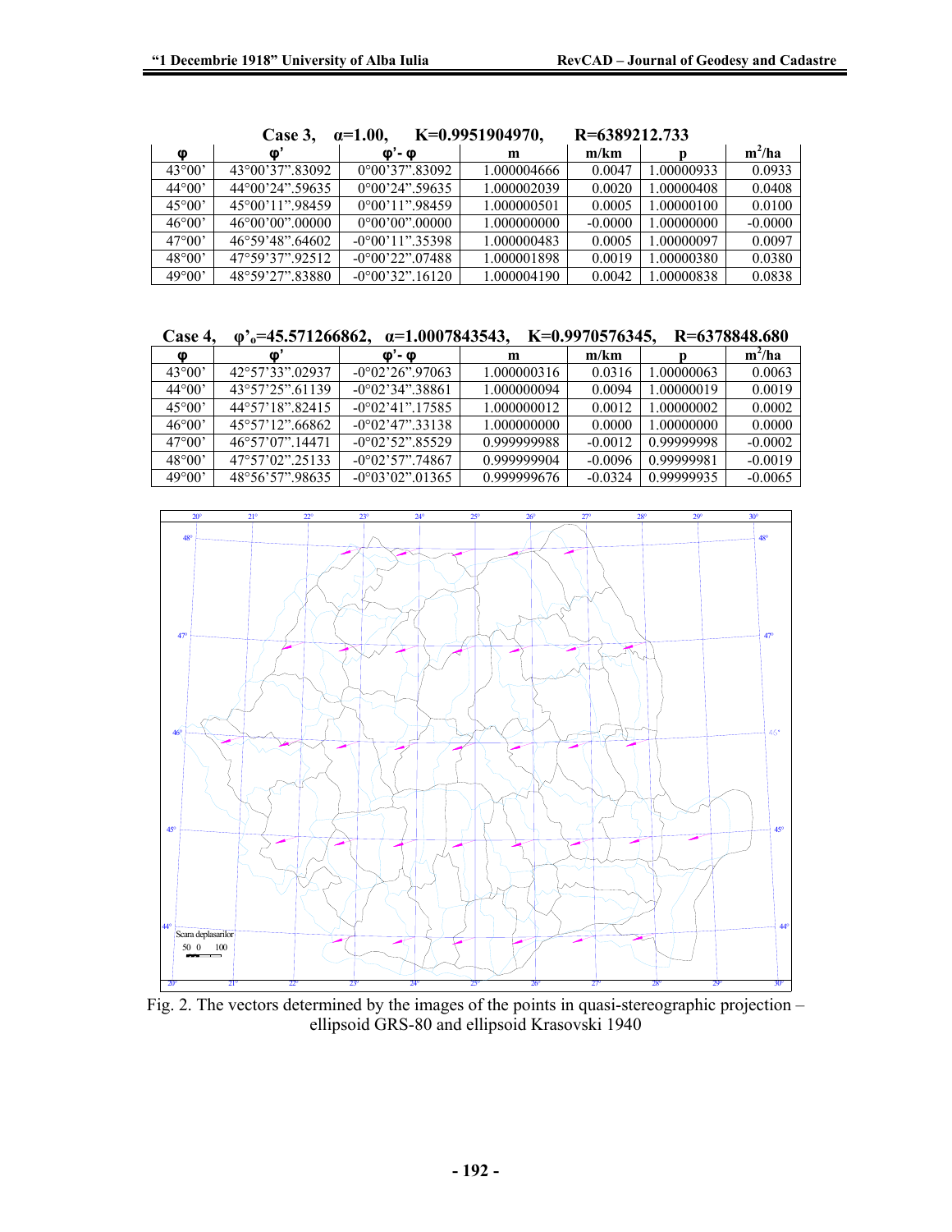**Case 3, α=1.00, K=0.9951904970, R=6389212.733**

| φ | φ' | φ'- φ | m | m/km | p | m²/ha |
|---|---|---|---|---|---|---|
| 43°00' | 43°00'37".83092 | 0°00'37".83092 | 1.000004666 | 0.0047 | 1.00000933 | 0.0933 |
| 44°00' | 44°00'24".59635 | 0°00'24".59635 | 1.000002039 | 0.0020 | 1.00000408 | 0.0408 |
| 45°00' | 45°00'11".98459 | 0°00'11".98459 | 1.000000501 | 0.0005 | 1.00000100 | 0.0100 |
| 46°00' | 46°00'00".00000 | 0°00'00".00000 | 1.000000000 | -0.0000 | 1.00000000 | -0.0000 |
| 47°00' | 46°59'48".64602 | -0°00'11".35398 | 1.000000483 | 0.0005 | 1.00000097 | 0.0097 |
| 48°00' | 47°59'37".92512 | -0°00'22".07488 | 1.000001898 | 0.0019 | 1.00000380 | 0.0380 |
| 49°00' | 48°59'27".83880 | -0°00'32".16120 | 1.000004190 | 0.0042 | 1.00000838 | 0.0838 |

**Case 4, φ'ₒ=45.571266862, α=1.0007843543, K=0.9970576345, R=6378848.680**

| φ | φ' | φ'- φ | m | m/km | p | m²/ha |
|---|---|---|---|---|---|---|
| 43°00' | 42°57'33".02937 | -0°02'26".97063 | 1.000000316 | 0.0316 | 1.00000063 | 0.0063 |
| 44°00' | 43°57'25".61139 | -0°02'34".38861 | 1.000000094 | 0.0094 | 1.00000019 | 0.0019 |
| 45°00' | 44°57'18".82415 | -0°02'41".17585 | 1.000000012 | 0.0012 | 1.00000002 | 0.0002 |
| 46°00' | 45°57'12".66862 | -0°02'47".33138 | 1.000000000 | 0.0000 | 1.00000000 | 0.0000 |
| 47°00' | 46°57'07".14471 | -0°02'52".85529 | 0.999999988 | -0.0012 | 0.99999998 | -0.0002 |
| 48°00' | 47°57'02".25133 | -0°02'57".74867 | 0.999999904 | -0.0096 | 0.99999981 | -0.0019 |
| 49°00' | 48°56'57".98635 | -0°03'02".01365 | 0.999999676 | -0.0324 | 0.99999935 | -0.0065 |

Fig. 2. The vectors determined by the images of the points in quasi-stereographic projection – ellipsoid GRS-80 and ellipsoid Krasovski 1940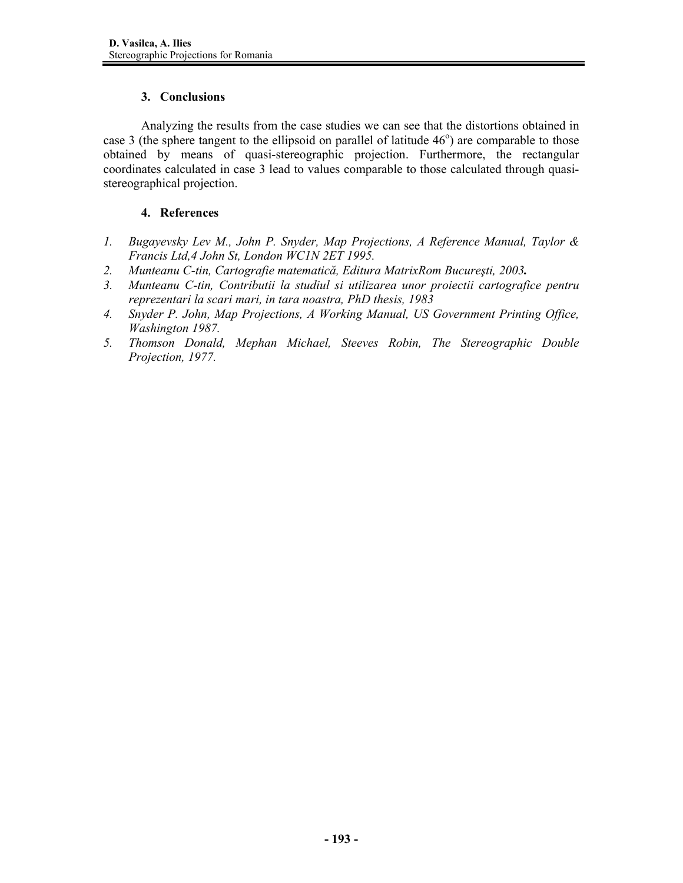### 3. Conclusions

Analyzing the results from the case studies we can see that the distortions obtained in case 3 (the sphere tangent to the ellipsoid on parallel of latitude $46^o$) are comparable to those obtained by means of quasi-stereographic projection. Furthermore, the rectangular coordinates calculated in case 3 lead to values comparable to those calculated through quasi-stereographical projection.

### 4. References

1. *Bugayevsky Lev M., John P. Snyder, Map Projections, A Reference Manual, Taylor & Francis Ltd,4 John St, London WC1N 2ET 1995.*
2. *Munteanu C-tin, Cartografie matematică, Editura MatrixRom Bucureşti, 2003.*
3. *Munteanu C-tin, Contributii la studiul si utilizarea unor proiectii cartografice pentru reprezentari la scari mari, in tara noastra, PhD thesis, 1983*
4. *Snyder P. John, Map Projections, A Working Manual, US Government Printing Office, Washington 1987.*
5. *Thomson Donald, Mephan Michael, Steeves Robin, The Stereographic Double Projection, 1977.*